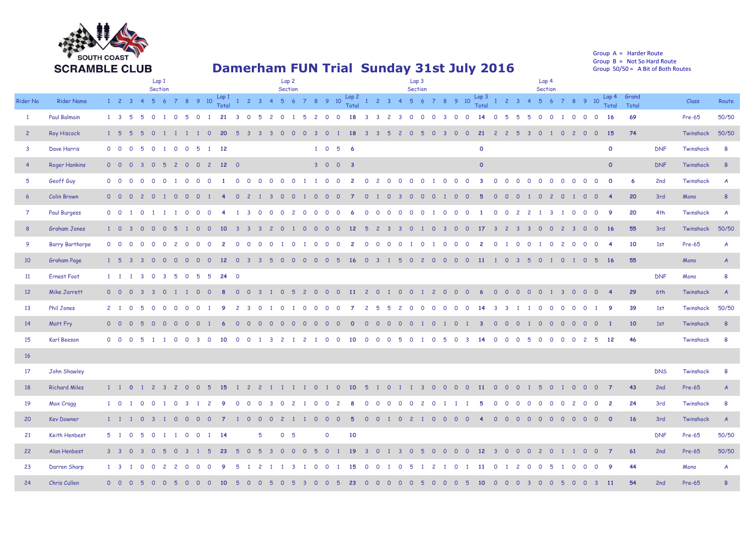SOUTH COAST
SCRAMBLE CLUB

# Damerham FUN Trial Sunday 31st July 2016

Group A = Harder Route
Group B = Not So Hard Route
Group 50/50 = A Bit of Both Routes

| | | Lap 1 Section | | | | | | | | | | | Lap 2 Section | | | | | | | | | | | Lap 3 Section | | | | | | | | | | | Lap 4 Section | | | | | | | | | | | | | | |
|---|---|---|---|---|---|---|---|---|---|---|---|---|---|---|---|---|---|---|---|---|---|---|---|---|---|---|---|---|---|---|---|---|---|---|---|---|---|---|---|---|---|---|---|---|---|---|---|---|---|
| Rider No | Rider Name | 1 | 2 | 3 | 4 | 5 | 6 | 7 | 8 | 9 | 10 | Lap 1 Total | 1 | 2 | 3 | 4 | 5 | 6 | 7 | 8 | 9 | 10 | Lap 2 Total | 1 | 2 | 3 | 4 | 5 | 6 | 7 | 8 | 9 | 10 | Lap 3 Total | 1 | 2 | 3 | 4 | 5 | 6 | 7 | 8 | 9 | 10 | Lap 4 Total | Grand Total | | Class | Route |
| 1 | Paul Balmain | 1 | 3 | 5 | 5 | 0 | 1 | 0 | 5 | 0 | 1 | 21 | 3 | 0 | 5 | 2 | 0 | 1 | 5 | 2 | 0 | 0 | 18 | 3 | 3 | 2 | 3 | 0 | 0 | 0 | 3 | 0 | 0 | 14 | 0 | 5 | 5 | 5 | 0 | 0 | 1 | 0 | 0 | 0 | 16 | 69 | | Pre-65 | 50/50 |
| 2 | Roy Hiscock | 1 | 5 | 5 | 5 | 0 | 1 | 1 | 1 | 1 | 0 | 20 | 5 | 3 | 3 | 3 | 0 | 0 | 0 | 3 | 0 | 1 | 18 | 3 | 3 | 5 | 2 | 0 | 5 | 0 | 3 | 0 | 0 | 21 | 2 | 2 | 5 | 3 | 0 | 1 | 0 | 2 | 0 | 0 | 15 | 74 | | Twinshock | 50/50 |
| 3 | Dave Harris | 0 | 0 | 0 | 5 | 0 | 1 | 0 | 0 | 5 | 1 | 12 | | | | | | | | 1 | 0 | 5 | 6 | | | | | | | | | | | 0 | | | | | | | | | | | 0 | | DNF | Twinshock | B |
| 4 | Roger Hankins | 0 | 0 | 0 | 3 | 0 | 5 | 2 | 0 | 0 | 2 | 12 | 0 | | | | | | | 3 | 0 | 0 | 3 | | | | | | | | | | | 0 | | | | | | | | | | | 0 | | DNF | Twinshock | B |
| 5 | Geoff Guy | 0 | 0 | 0 | 0 | 0 | 0 | 1 | 0 | 0 | 0 | 1 | 0 | 0 | 0 | 0 | 0 | 0 | 1 | 1 | 0 | 0 | 2 | 0 | 2 | 0 | 0 | 0 | 0 | 1 | 0 | 0 | 0 | 3 | 0 | 0 | 0 | 0 | 0 | 0 | 0 | 0 | 0 | 0 | 0 | 6 | 2nd | Twinshock | A |
| 6 | Colin Brown | 0 | 0 | 0 | 2 | 0 | 1 | 0 | 0 | 0 | 1 | 4 | 0 | 2 | 1 | 3 | 0 | 0 | 1 | 0 | 0 | 0 | 7 | 0 | 1 | 0 | 3 | 0 | 0 | 0 | 1 | 0 | 0 | 5 | 0 | 0 | 0 | 1 | 0 | 2 | 0 | 1 | 0 | 0 | 4 | 20 | 3rd | Mono | B |
| 7 | Paul Burgess | 0 | 0 | 1 | 0 | 1 | 1 | 1 | 0 | 0 | 0 | 4 | 1 | 3 | 0 | 0 | 0 | 2 | 0 | 0 | 0 | 0 | 6 | 0 | 0 | 0 | 0 | 0 | 0 | 1 | 0 | 0 | 0 | 1 | 0 | 0 | 2 | 2 | 1 | 3 | 1 | 0 | 0 | 0 | 9 | 20 | 4th | Twinshock | A |
| 8 | Graham Jones | 1 | 0 | 3 | 0 | 0 | 0 | 5 | 1 | 0 | 0 | 10 | 3 | 3 | 3 | 2 | 0 | 1 | 0 | 0 | 0 | 0 | 12 | 5 | 2 | 3 | 3 | 0 | 1 | 0 | 3 | 0 | 0 | 17 | 3 | 2 | 3 | 3 | 0 | 0 | 2 | 3 | 0 | 0 | 16 | 55 | 3rd | Twinshock | 50/50 |
| 9 | Barry Barthorpe | 0 | 0 | 0 | 0 | 0 | 0 | 2 | 0 | 0 | 0 | 2 | 0 | 0 | 0 | 0 | 1 | 0 | 1 | 0 | 0 | 0 | 2 | 0 | 0 | 0 | 0 | 1 | 0 | 1 | 0 | 0 | 0 | 2 | 0 | 1 | 0 | 0 | 1 | 0 | 2 | 0 | 0 | 0 | 4 | 10 | 1st | Pre-65 | A |
| 10 | Graham Page | 1 | 5 | 3 | 3 | 0 | 0 | 0 | 0 | 0 | 0 | 12 | 0 | 3 | 3 | 5 | 0 | 0 | 0 | 0 | 0 | 5 | 16 | 0 | 3 | 1 | 5 | 0 | 2 | 0 | 0 | 0 | 0 | 11 | 1 | 0 | 3 | 5 | 0 | 1 | 0 | 1 | 0 | 5 | 16 | 55 | | Mono | A |
| 11 | Ernest Foot | 1 | 1 | 1 | 3 | 0 | 3 | 5 | 0 | 5 | 5 | 24 | 0 | | | | | | | | | | | | | | | | | | | | | | | | | | | | | | | | | | DNF | Mono | B |
| 12 | Mike Jarrett | 0 | 0 | 0 | 3 | 3 | 0 | 1 | 1 | 0 | 0 | 8 | 0 | 0 | 3 | 1 | 0 | 5 | 2 | 0 | 0 | 0 | 11 | 2 | 0 | 1 | 0 | 0 | 1 | 2 | 0 | 0 | 0 | 6 | 0 | 0 | 0 | 0 | 0 | 1 | 3 | 0 | 0 | 0 | 4 | 29 | 6th | Twinshock | A |
| 13 | Phil Jones | 2 | 1 | 0 | 5 | 0 | 0 | 0 | 0 | 0 | 1 | 9 | 2 | 3 | 0 | 1 | 0 | 1 | 0 | 0 | 0 | 0 | 7 | 2 | 5 | 5 | 2 | 0 | 0 | 0 | 0 | 0 | 0 | 14 | 3 | 3 | 1 | 1 | 0 | 0 | 0 | 0 | 0 | 1 | 9 | 39 | 1st | Twinshock | 50/50 |
| 14 | Matt Fry | 0 | 0 | 0 | 5 | 0 | 0 | 0 | 0 | 0 | 1 | 6 | 0 | 0 | 0 | 0 | 0 | 0 | 0 | 0 | 0 | 0 | 0 | 0 | 0 | 0 | 0 | 0 | 1 | 0 | 1 | 0 | 1 | 3 | 0 | 0 | 0 | 1 | 0 | 0 | 0 | 0 | 0 | 0 | 1 | 10 | 1st | Twinshock | B |
| 15 | Karl Beeson | 0 | 0 | 0 | 5 | 1 | 1 | 0 | 0 | 3 | 0 | 10 | 0 | 0 | 1 | 3 | 2 | 1 | 2 | 1 | 0 | 0 | 10 | 0 | 0 | 0 | 5 | 0 | 1 | 0 | 5 | 0 | 3 | 14 | 0 | 0 | 0 | 5 | 0 | 0 | 0 | 0 | 2 | 5 | 12 | 46 | | Twinshock | B |
| 16 | | | | | | | | | | | | | | | | | | | | | | | | | | | | | | | | | | | | | | | | | | | | | | | | | |
| 17 | John Shawley | | | | | | | | | | | | | | | | | | | | | | | | | | | | | | | | | | | | | | | | | | | | | | DNS | Twinshock | B |
| 18 | Richard Miles | 1 | 1 | 0 | 1 | 2 | 3 | 2 | 0 | 0 | 5 | 15 | 1 | 2 | 2 | 1 | 1 | 1 | 1 | 0 | 1 | 0 | 10 | 5 | 1 | 0 | 1 | 1 | 3 | 0 | 0 | 0 | 0 | 11 | 0 | 0 | 0 | 1 | 5 | 0 | 1 | 0 | 0 | 0 | 7 | 43 | 2nd | Pre-65 | A |
| 19 | Max Cragg | 1 | 0 | 1 | 0 | 0 | 1 | 0 | 3 | 1 | 2 | 9 | 0 | 0 | 0 | 3 | 0 | 2 | 1 | 0 | 0 | 2 | 8 | 0 | 0 | 0 | 0 | 0 | 2 | 0 | 1 | 1 | 1 | 5 | 0 | 0 | 0 | 0 | 0 | 0 | 0 | 2 | 0 | 0 | 2 | 24 | 3rd | Twinshock | B |
| 20 | Kev Downer | 1 | 1 | 1 | 0 | 3 | 1 | 0 | 0 | 0 | 0 | 7 | 1 | 0 | 0 | 0 | 2 | 1 | 1 | 0 | 0 | 0 | 5 | 0 | 0 | 1 | 0 | 2 | 1 | 0 | 0 | 0 | 0 | 4 | 0 | 0 | 0 | 0 | 0 | 0 | 0 | 0 | 0 | 0 | 0 | 16 | 3rd | Twinshock | A |
| 21 | Keith Henbest | 5 | 1 | 0 | 5 | 0 | 1 | 1 | 0 | 0 | 1 | 14 | | | 5 | | 0 | 5 | | | 0 | | 10 | | | | | | | | | | | | | | | | | | | | | | | | DNF | Pre-65 | 50/50 |
| 22 | Alan Henbest | 3 | 3 | 0 | 3 | 0 | 5 | 0 | 3 | 1 | 5 | 23 | 5 | 0 | 5 | 3 | 0 | 0 | 0 | 5 | 0 | 1 | 19 | 3 | 0 | 1 | 3 | 0 | 5 | 0 | 0 | 0 | 0 | 12 | 3 | 0 | 0 | 0 | 2 | 0 | 1 | 1 | 0 | 0 | 7 | 61 | 2nd | Pre-65 | 50/50 |
| 23 | Darren Sharp | 1 | 3 | 1 | 0 | 0 | 2 | 2 | 0 | 0 | 0 | 9 | 5 | 1 | 2 | 1 | 1 | 3 | 1 | 0 | 0 | 1 | 15 | 0 | 0 | 1 | 0 | 5 | 1 | 2 | 1 | 0 | 1 | 11 | 0 | 1 | 2 | 0 | 0 | 5 | 1 | 0 | 0 | 0 | 9 | 44 | | Mono | A |
| 24 | Chris Cullen | 0 | 0 | 0 | 5 | 0 | 0 | 5 | 0 | 0 | 0 | 10 | 5 | 0 | 0 | 5 | 0 | 5 | 3 | 0 | 0 | 5 | 23 | 0 | 0 | 0 | 0 | 0 | 5 | 0 | 0 | 0 | 5 | 10 | 0 | 0 | 0 | 3 | 0 | 0 | 5 | 0 | 0 | 3 | 11 | 54 | 2nd | Pre-65 | B |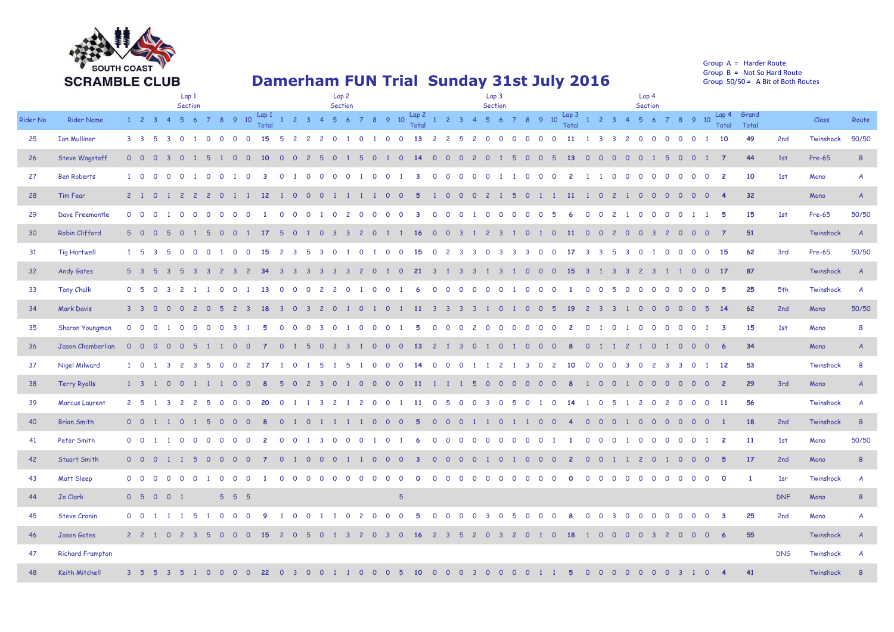SOUTH COAST SCRAMBLE CLUB

# Damerham FUN Trial Sunday 31st July 2016

Group A = Harder Route
Group B = Not So Hard Route
Group 50/50 = A Bit of Both Routes

| Rider No | Rider Name | Lap 1 Section 1 | 2 | 3 | 4 | 5 | 6 | 7 | 8 | 9 | 10 | Lap 1 Total | Lap 2 Section 1 | 2 | 3 | 4 | 5 | 6 | 7 | 8 | 9 | 10 | Lap 2 Total | Lap 3 Section 1 | 2 | 3 | 4 | 5 | 6 | 7 | 8 | 9 | 10 | Lap 3 Total | Lap 4 Section 1 | 2 | 3 | 4 | 5 | 6 | 7 | 8 | 9 | 10 | Lap 4 Total | Grand Total | | Class | Route |
|---|---|---|---|---|---|---|---|---|---|---|---|---|---|---|---|---|---|---|---|---|---|---|---|---|---|---|---|---|---|---|---|---|---|---|---|---|---|---|---|---|---|---|---|---|---|---|---|---|---|---|---|
| 25 | Ian Mulliner | 3 | 3 | 5 | 3 | 0 | 1 | 0 | 0 | 0 | 0 | 15 | 5 | 2 | 2 | 2 | 0 | 1 | 0 | 1 | 0 | 0 | 13 | 2 | 2 | 5 | 2 | 0 | 0 | 0 | 0 | 0 | 0 | 11 | 1 | 3 | 3 | 2 | 0 | 0 | 0 | 0 | 0 | 1 | 10 | 49 | 2nd | Twinshock | 50/50 |
| 26 | Steve Wagstaff | 0 | 0 | 0 | 3 | 0 | 1 | 5 | 1 | 0 | 0 | 10 | 0 | 0 | 2 | 5 | 0 | 1 | 5 | 0 | 1 | 0 | 14 | 0 | 0 | 0 | 2 | 0 | 1 | 5 | 0 | 0 | 5 | 13 | 0 | 0 | 0 | 0 | 0 | 1 | 5 | 0 | 0 | 1 | 7 | 44 | 1st | Pre-65 | B |
| 27 | Ben Roberts | 1 | 0 | 0 | 0 | 0 | 1 | 0 | 0 | 1 | 0 | 3 | 0 | 1 | 0 | 0 | 0 | 0 | 1 | 0 | 0 | 1 | 3 | 0 | 0 | 0 | 0 | 0 | 1 | 1 | 0 | 0 | 0 | 2 | 1 | 1 | 0 | 0 | 0 | 0 | 0 | 0 | 0 | 0 | 2 | 10 | 1st | Mono | A |
| 28 | Tim Fear | 2 | 1 | 0 | 1 | 2 | 2 | 2 | 0 | 1 | 1 | 12 | 1 | 0 | 0 | 0 | 1 | 1 | 1 | 1 | 0 | 0 | 5 | 1 | 0 | 0 | 0 | 2 | 1 | 5 | 0 | 1 | 1 | 11 | 1 | 0 | 2 | 1 | 0 | 0 | 0 | 0 | 0 | 0 | 4 | 32 | | Mono | A |
| 29 | Dave Freemantle | 0 | 0 | 0 | 1 | 0 | 0 | 0 | 0 | 0 | 0 | 1 | 0 | 0 | 0 | 1 | 0 | 2 | 0 | 0 | 0 | 0 | 3 | 0 | 0 | 0 | 1 | 0 | 0 | 0 | 0 | 0 | 5 | 6 | 0 | 0 | 2 | 1 | 0 | 0 | 0 | 0 | 1 | 1 | 5 | 15 | 1st | Pre-65 | 50/50 |
| 30 | Robin Clifford | 5 | 0 | 0 | 5 | 0 | 1 | 5 | 0 | 0 | 1 | 17 | 5 | 0 | 1 | 0 | 3 | 3 | 2 | 0 | 1 | 1 | 16 | 0 | 0 | 3 | 1 | 2 | 3 | 1 | 0 | 1 | 0 | 11 | 0 | 0 | 2 | 0 | 0 | 3 | 2 | 0 | 0 | 0 | 7 | 51 | | Twinshock | A |
| 31 | Tig Hartwell | 1 | 5 | 3 | 5 | 0 | 0 | 0 | 1 | 0 | 0 | 15 | 2 | 3 | 5 | 3 | 0 | 1 | 0 | 1 | 0 | 0 | 15 | 0 | 2 | 3 | 3 | 0 | 3 | 3 | 3 | 0 | 0 | 17 | 3 | 3 | 5 | 3 | 0 | 1 | 0 | 0 | 0 | 0 | 15 | 62 | 3rd | Pre-65 | 50/50 |
| 32 | Andy Gates | 5 | 3 | 5 | 3 | 5 | 3 | 3 | 2 | 3 | 2 | 34 | 3 | 3 | 3 | 3 | 3 | 3 | 2 | 0 | 1 | 0 | 21 | 3 | 1 | 3 | 3 | 1 | 3 | 1 | 0 | 0 | 0 | 15 | 3 | 1 | 3 | 3 | 2 | 3 | 1 | 1 | 0 | 0 | 17 | 87 | | Twinshock | A |
| 33 | Tony Chalk | 0 | 5 | 0 | 3 | 2 | 1 | 1 | 0 | 0 | 1 | 13 | 0 | 0 | 0 | 2 | 2 | 0 | 1 | 0 | 0 | 1 | 6 | 0 | 0 | 0 | 0 | 0 | 0 | 1 | 0 | 0 | 0 | 1 | 0 | 0 | 5 | 0 | 0 | 0 | 0 | 0 | 0 | 0 | 5 | 25 | 5th | Twinshock | A |
| 34 | Mark Davis | 3 | 3 | 0 | 0 | 0 | 2 | 0 | 5 | 2 | 3 | 18 | 3 | 0 | 3 | 2 | 0 | 1 | 0 | 1 | 0 | 1 | 11 | 3 | 3 | 3 | 3 | 1 | 0 | 1 | 0 | 0 | 5 | 19 | 2 | 3 | 3 | 1 | 0 | 0 | 0 | 0 | 0 | 5 | 14 | 62 | 2nd | Mono | 50/50 |
| 35 | Sharon Youngman | 0 | 0 | 0 | 1 | 0 | 0 | 0 | 0 | 3 | 1 | 5 | 0 | 0 | 0 | 3 | 0 | 1 | 0 | 0 | 0 | 1 | 5 | 0 | 0 | 0 | 2 | 0 | 0 | 0 | 0 | 0 | 0 | 2 | 0 | 1 | 0 | 1 | 0 | 0 | 0 | 0 | 0 | 1 | 3 | 15 | 1st | Mono | B |
| 36 | Jason Chamberlian | 0 | 0 | 0 | 0 | 0 | 5 | 1 | 1 | 0 | 0 | 7 | 0 | 1 | 5 | 0 | 3 | 3 | 1 | 0 | 0 | 0 | 13 | 2 | 1 | 3 | 0 | 1 | 0 | 1 | 0 | 0 | 0 | 8 | 0 | 1 | 1 | 2 | 1 | 0 | 1 | 0 | 0 | 0 | 6 | 34 | | Mono | A |
| 37 | Nigel Milward | 1 | 0 | 1 | 3 | 2 | 3 | 5 | 0 | 0 | 2 | 17 | 1 | 0 | 1 | 5 | 1 | 5 | 1 | 0 | 0 | 0 | 14 | 0 | 0 | 0 | 1 | 1 | 2 | 1 | 3 | 0 | 2 | 10 | 0 | 0 | 0 | 3 | 0 | 2 | 3 | 3 | 0 | 1 | 12 | 53 | | Twinshock | B |
| 38 | Terry Ryalls | 1 | 3 | 1 | 0 | 0 | 1 | 1 | 1 | 0 | 0 | 8 | 5 | 0 | 2 | 3 | 0 | 1 | 0 | 0 | 0 | 0 | 11 | 1 | 1 | 1 | 5 | 0 | 0 | 0 | 0 | 0 | 0 | 8 | 1 | 0 | 0 | 1 | 0 | 0 | 0 | 0 | 0 | 0 | 2 | 29 | 3rd | Mono | A |
| 39 | Marcus Laurent | 2 | 5 | 1 | 3 | 2 | 2 | 5 | 0 | 0 | 0 | 20 | 0 | 1 | 1 | 3 | 2 | 1 | 2 | 0 | 0 | 1 | 11 | 0 | 5 | 0 | 0 | 3 | 0 | 5 | 0 | 1 | 0 | 14 | 1 | 0 | 5 | 1 | 2 | 0 | 2 | 0 | 0 | 0 | 11 | 56 | | Twinshock | A |
| 40 | Brian Smith | 0 | 0 | 1 | 1 | 0 | 1 | 5 | 0 | 0 | 0 | 8 | 0 | 1 | 0 | 1 | 1 | 1 | 1 | 0 | 0 | 0 | 5 | 0 | 0 | 0 | 1 | 1 | 0 | 1 | 1 | 0 | 0 | 4 | 0 | 0 | 0 | 1 | 0 | 0 | 0 | 0 | 0 | 0 | 1 | 18 | 2nd | Twinshock | B |
| 41 | Peter Smith | 0 | 0 | 1 | 1 | 0 | 0 | 0 | 0 | 0 | 0 | 2 | 0 | 0 | 1 | 3 | 0 | 0 | 0 | 1 | 0 | 1 | 6 | 0 | 0 | 0 | 0 | 0 | 0 | 0 | 0 | 0 | 1 | 1 | 0 | 0 | 0 | 1 | 0 | 0 | 0 | 0 | 0 | 1 | 2 | 11 | 1st | Mono | 50/50 |
| 42 | Stuart Smith | 0 | 0 | 0 | 1 | 1 | 5 | 0 | 0 | 0 | 0 | 7 | 0 | 1 | 0 | 0 | 0 | 1 | 1 | 0 | 0 | 0 | 3 | 0 | 0 | 0 | 0 | 1 | 0 | 1 | 0 | 0 | 0 | 2 | 0 | 0 | 1 | 1 | 2 | 0 | 1 | 0 | 0 | 0 | 5 | 17 | 2nd | Mono | B |
| 43 | Matt Sleep | 0 | 0 | 0 | 0 | 0 | 0 | 1 | 0 | 0 | 0 | 1 | 0 | 0 | 0 | 0 | 0 | 0 | 0 | 0 | 0 | 0 | 0 | 0 | 0 | 0 | 0 | 0 | 0 | 0 | 0 | 0 | 0 | 0 | 0 | 0 | 0 | 0 | 0 | 0 | 0 | 0 | 0 | 0 | 0 | 1 | 1sr | Twinshock | A |
| 44 | Jo Clark | 0 | 5 | 0 | 0 | 1 | | | 5 | 5 | 5 | | | | | | | | | | | 5 | | | | | | | | | | | | | | | | | | | | | | | | | DNF | Mono | B |
| 45 | Steve Cronin | 0 | 0 | 1 | 1 | 1 | 5 | 1 | 0 | 0 | 0 | 9 | 1 | 0 | 0 | 1 | 1 | 0 | 2 | 0 | 0 | 0 | 5 | 0 | 0 | 0 | 0 | 3 | 0 | 5 | 0 | 0 | 0 | 8 | 0 | 0 | 3 | 0 | 0 | 0 | 0 | 0 | 0 | 0 | 3 | 25 | 2nd | Mono | A |
| 46 | Jason Gates | 2 | 2 | 1 | 0 | 2 | 3 | 5 | 0 | 0 | 0 | 15 | 2 | 0 | 5 | 0 | 1 | 3 | 2 | 0 | 3 | 0 | 16 | 2 | 3 | 5 | 2 | 0 | 3 | 2 | 0 | 1 | 0 | 18 | 1 | 0 | 0 | 0 | 0 | 3 | 2 | 0 | 0 | 0 | 6 | 55 | | Twinshock | A |
| 47 | Richard Frampton | | | | | | | | | | | | | | | | | | | | | | | | | | | | | | | | | | | | | | | | | | | | | | DNS | Twinshock | A |
| 48 | Keith Mitchell | 3 | 5 | 5 | 3 | 5 | 1 | 0 | 0 | 0 | 0 | 22 | 0 | 3 | 0 | 0 | 1 | 1 | 0 | 0 | 0 | 5 | 10 | 0 | 0 | 0 | 3 | 0 | 0 | 0 | 0 | 1 | 1 | 5 | 0 | 0 | 0 | 0 | 0 | 0 | 0 | 3 | 1 | 0 | 4 | 41 | | Twinshock | B |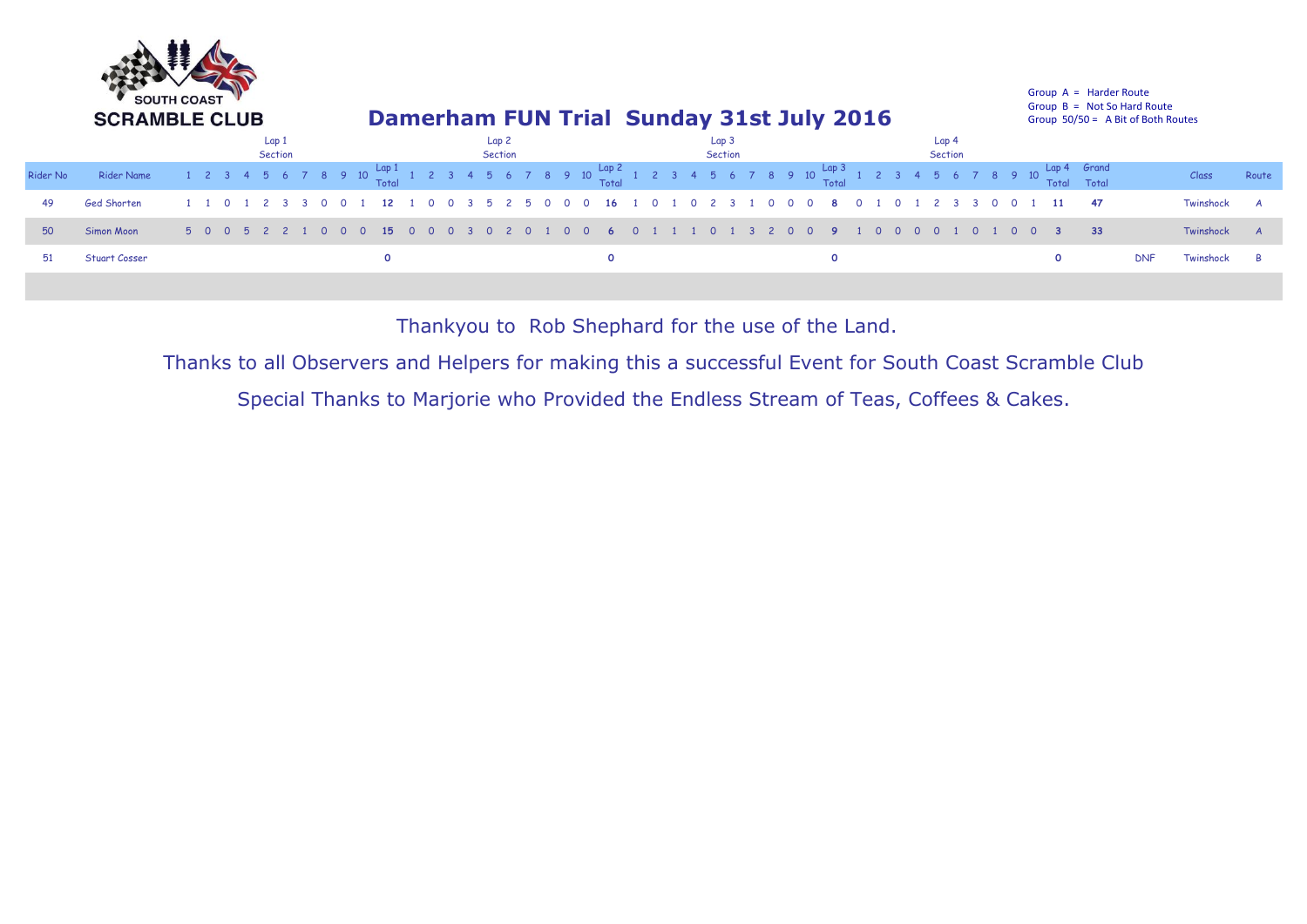SOUTH COAST
SCRAMBLE CLUB

# Damerham FUN Trial Sunday 31st July 2016

Group A = Harder Route
Group B = Not So Hard Route
Group 50/50 = A Bit of Both Routes

| | | Lap 1 Section | | | | | | | | | | | Lap 2 Section | | | | | | | | | | | Lap 3 Section | | | | | | | | | | | Lap 4 Section | | | | | | | | | | | | | | |
|---|---|---|---|---|---|---|---|---|---|---|---|---|---|---|---|---|---|---|---|---|---|---|---|---|---|---|---|---|---|---|---|---|---|---|---|---|---|---|---|---|---|---|---|---|---|---|---|---|---|
| Rider No | Rider Name | 1 | 2 | 3 | 4 | 5 | 6 | 7 | 8 | 9 | 10 | Lap 1 Total | 1 | 2 | 3 | 4 | 5 | 6 | 7 | 8 | 9 | 10 | Lap 2 Total | 1 | 2 | 3 | 4 | 5 | 6 | 7 | 8 | 9 | 10 | Lap 3 Total | 1 | 2 | 3 | 4 | 5 | 6 | 7 | 8 | 9 | 10 | Lap 4 Total | Grand Total | | Class | Route |
| 49 | Ged Shorten | 1 | 1 | 0 | 1 | 2 | 3 | 3 | 0 | 0 | 1 | **12** | 1 | 0 | 0 | 3 | 5 | 2 | 5 | 0 | 0 | 0 | **16** | 1 | 0 | 1 | 0 | 2 | 3 | 1 | 0 | 0 | 0 | **8** | 0 | 1 | 0 | 1 | 2 | 3 | 3 | 0 | 0 | 1 | **11** | **47** | | Twinshock | A |
| 50 | Simon Moon | 5 | 0 | 0 | 5 | 2 | 2 | 1 | 0 | 0 | 0 | **15** | 0 | 0 | 0 | 3 | 0 | 2 | 0 | 1 | 0 | 0 | **6** | 0 | 1 | 1 | 1 | 0 | 1 | 3 | 2 | 0 | 0 | **9** | 1 | 0 | 0 | 0 | 0 | 1 | 0 | 1 | 0 | 0 | **3** | **33** | | Twinshock | A |
| 51 | Stuart Cosser | | | | | | | | | | | **0** | | | | | | | | | | | **0** | | | | | | | | | | | **0** | | | | | | | | | | | **0** | | DNF | Twinshock | B |

Thankyou to Rob Shephard for the use of the Land.

Thanks to all Observers and Helpers for making this a successful Event for South Coast Scramble Club

Special Thanks to Marjorie who Provided the Endless Stream of Teas, Coffees & Cakes.